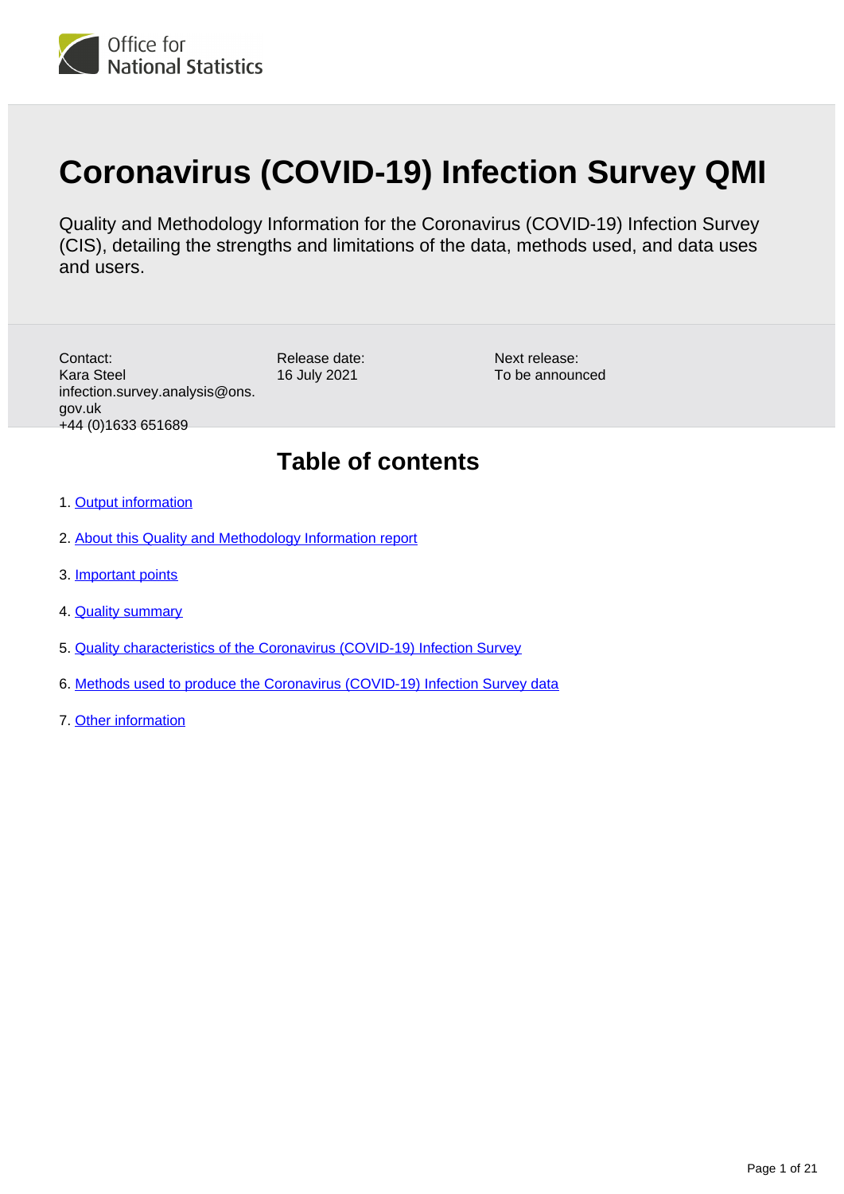Office for National Statistics

# Coronavirus (COVID-19) Infection Survey QMI

Quality and Methodology Information for the Coronavirus (COVID-19) Infection Survey (CIS), detailing the strengths and limitations of the data, methods used, and data uses and users.

Contact:
Kara Steel
infection.survey.analysis@ons.gov.uk
+44 (0)1633 651689

Release date:
16 July 2021

Next release:
To be announced

## Table of contents

1. Output information
2. About this Quality and Methodology Information report
3. Important points
4. Quality summary
5. Quality characteristics of the Coronavirus (COVID-19) Infection Survey
6. Methods used to produce the Coronavirus (COVID-19) Infection Survey data
7. Other information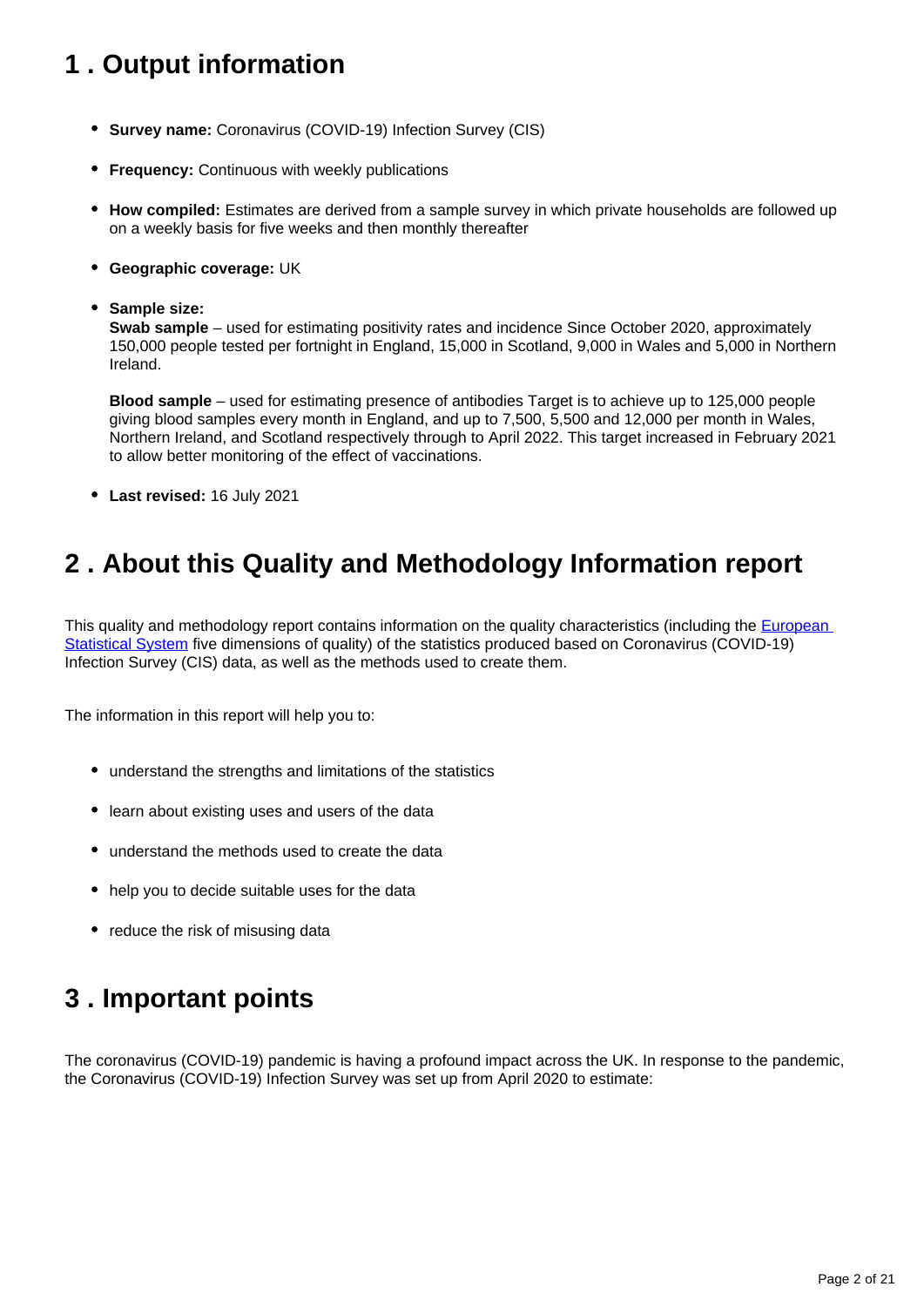## 1 . Output information

- **Survey name:** Coronavirus (COVID-19) Infection Survey (CIS)
- **Frequency:** Continuous with weekly publications
- **How compiled:** Estimates are derived from a sample survey in which private households are followed up on a weekly basis for five weeks and then monthly thereafter
- **Geographic coverage:** UK
- **Sample size:**
  **Swab sample** – used for estimating positivity rates and incidence Since October 2020, approximately 150,000 people tested per fortnight in England, 15,000 in Scotland, 9,000 in Wales and 5,000 in Northern Ireland.

  **Blood sample** – used for estimating presence of antibodies Target is to achieve up to 125,000 people giving blood samples every month in England, and up to 7,500, 5,500 and 12,000 per month in Wales, Northern Ireland, and Scotland respectively through to April 2022. This target increased in February 2021 to allow better monitoring of the effect of vaccinations.
- **Last revised:** 16 July 2021

## 2 . About this Quality and Methodology Information report

This quality and methodology report contains information on the quality characteristics (including the European Statistical System five dimensions of quality) of the statistics produced based on Coronavirus (COVID-19) Infection Survey (CIS) data, as well as the methods used to create them.

The information in this report will help you to:

- understand the strengths and limitations of the statistics
- learn about existing uses and users of the data
- understand the methods used to create the data
- help you to decide suitable uses for the data
- reduce the risk of misusing data

## 3 . Important points

The coronavirus (COVID-19) pandemic is having a profound impact across the UK. In response to the pandemic, the Coronavirus (COVID-19) Infection Survey was set up from April 2020 to estimate: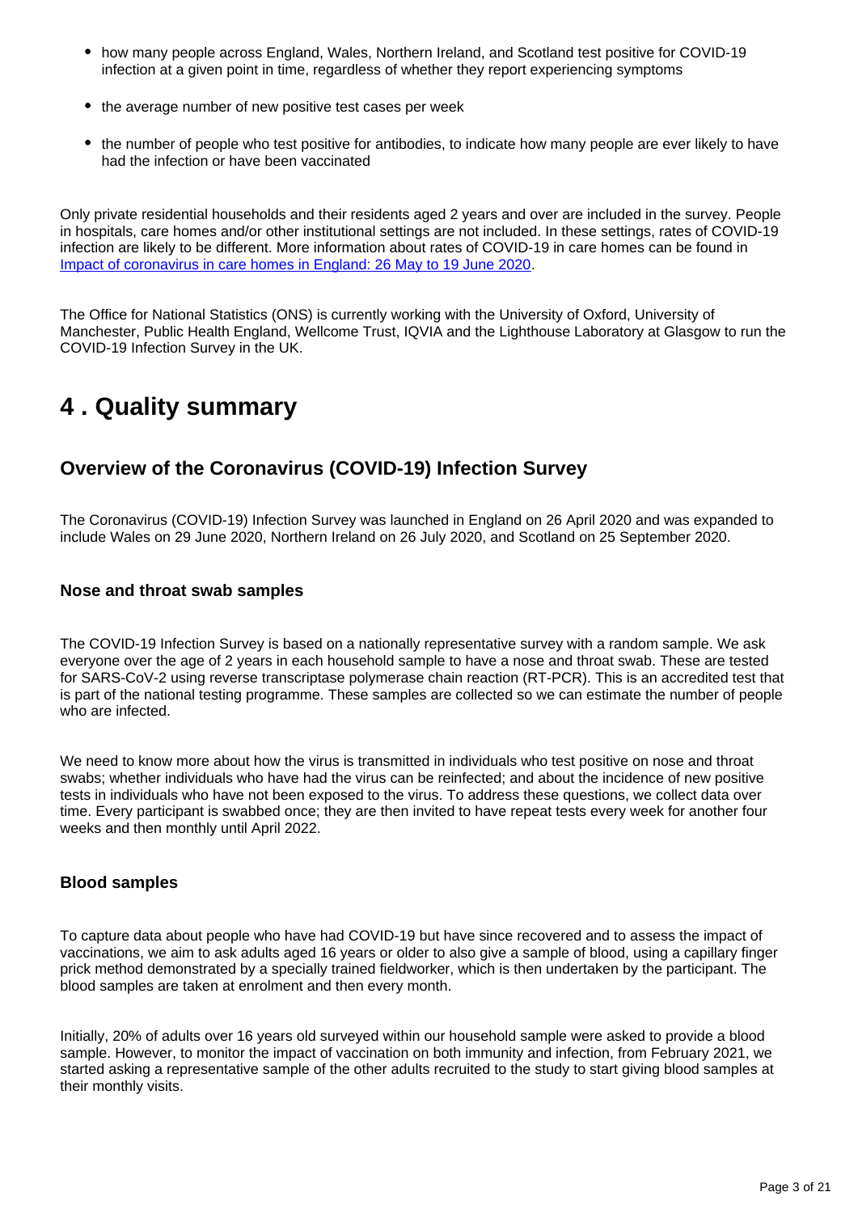- how many people across England, Wales, Northern Ireland, and Scotland test positive for COVID-19 infection at a given point in time, regardless of whether they report experiencing symptoms
- the average number of new positive test cases per week
- the number of people who test positive for antibodies, to indicate how many people are ever likely to have had the infection or have been vaccinated

Only private residential households and their residents aged 2 years and over are included in the survey. People in hospitals, care homes and/or other institutional settings are not included. In these settings, rates of COVID-19 infection are likely to be different. More information about rates of COVID-19 in care homes can be found in [Impact of coronavirus in care homes in England: 26 May to 19 June 2020](#).

The Office for National Statistics (ONS) is currently working with the University of Oxford, University of Manchester, Public Health England, Wellcome Trust, IQVIA and the Lighthouse Laboratory at Glasgow to run the COVID-19 Infection Survey in the UK.

# 4 . Quality summary

## Overview of the Coronavirus (COVID-19) Infection Survey

The Coronavirus (COVID-19) Infection Survey was launched in England on 26 April 2020 and was expanded to include Wales on 29 June 2020, Northern Ireland on 26 July 2020, and Scotland on 25 September 2020.

### Nose and throat swab samples

The COVID-19 Infection Survey is based on a nationally representative survey with a random sample. We ask everyone over the age of 2 years in each household sample to have a nose and throat swab. These are tested for SARS-CoV-2 using reverse transcriptase polymerase chain reaction (RT-PCR). This is an accredited test that is part of the national testing programme. These samples are collected so we can estimate the number of people who are infected.

We need to know more about how the virus is transmitted in individuals who test positive on nose and throat swabs; whether individuals who have had the virus can be reinfected; and about the incidence of new positive tests in individuals who have not been exposed to the virus. To address these questions, we collect data over time. Every participant is swabbed once; they are then invited to have repeat tests every week for another four weeks and then monthly until April 2022.

### Blood samples

To capture data about people who have had COVID-19 but have since recovered and to assess the impact of vaccinations, we aim to ask adults aged 16 years or older to also give a sample of blood, using a capillary finger prick method demonstrated by a specially trained fieldworker, which is then undertaken by the participant. The blood samples are taken at enrolment and then every month.

Initially, 20% of adults over 16 years old surveyed within our household sample were asked to provide a blood sample. However, to monitor the impact of vaccination on both immunity and infection, from February 2021, we started asking a representative sample of the other adults recruited to the study to start giving blood samples at their monthly visits.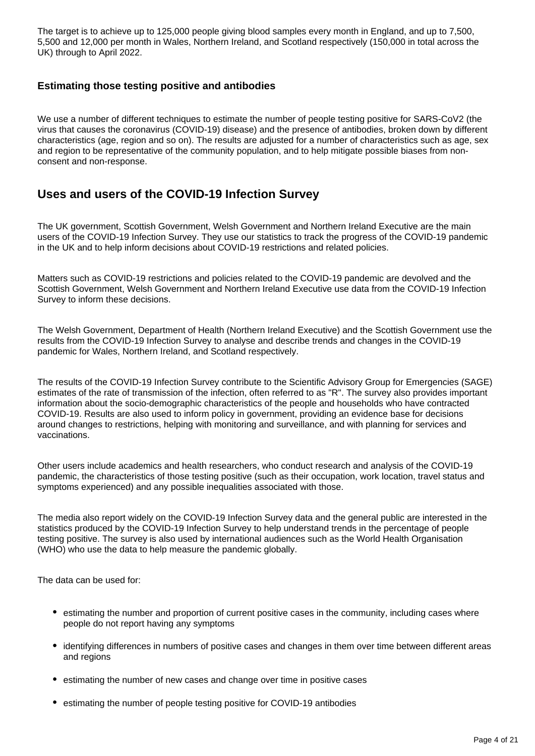The target is to achieve up to 125,000 people giving blood samples every month in England, and up to 7,500, 5,500 and 12,000 per month in Wales, Northern Ireland, and Scotland respectively (150,000 in total across the UK) through to April 2022.

### Estimating those testing positive and antibodies

We use a number of different techniques to estimate the number of people testing positive for SARS-CoV2 (the virus that causes the coronavirus (COVID-19) disease) and the presence of antibodies, broken down by different characteristics (age, region and so on). The results are adjusted for a number of characteristics such as age, sex and region to be representative of the community population, and to help mitigate possible biases from non-consent and non-response.

## Uses and users of the COVID-19 Infection Survey

The UK government, Scottish Government, Welsh Government and Northern Ireland Executive are the main users of the COVID-19 Infection Survey. They use our statistics to track the progress of the COVID-19 pandemic in the UK and to help inform decisions about COVID-19 restrictions and related policies.

Matters such as COVID-19 restrictions and policies related to the COVID-19 pandemic are devolved and the Scottish Government, Welsh Government and Northern Ireland Executive use data from the COVID-19 Infection Survey to inform these decisions.

The Welsh Government, Department of Health (Northern Ireland Executive) and the Scottish Government use the results from the COVID-19 Infection Survey to analyse and describe trends and changes in the COVID-19 pandemic for Wales, Northern Ireland, and Scotland respectively.

The results of the COVID-19 Infection Survey contribute to the Scientific Advisory Group for Emergencies (SAGE) estimates of the rate of transmission of the infection, often referred to as "R". The survey also provides important information about the socio-demographic characteristics of the people and households who have contracted COVID-19. Results are also used to inform policy in government, providing an evidence base for decisions around changes to restrictions, helping with monitoring and surveillance, and with planning for services and vaccinations.

Other users include academics and health researchers, who conduct research and analysis of the COVID-19 pandemic, the characteristics of those testing positive (such as their occupation, work location, travel status and symptoms experienced) and any possible inequalities associated with those.

The media also report widely on the COVID-19 Infection Survey data and the general public are interested in the statistics produced by the COVID-19 Infection Survey to help understand trends in the percentage of people testing positive. The survey is also used by international audiences such as the World Health Organisation (WHO) who use the data to help measure the pandemic globally.

The data can be used for:

- estimating the number and proportion of current positive cases in the community, including cases where people do not report having any symptoms
- identifying differences in numbers of positive cases and changes in them over time between different areas and regions
- estimating the number of new cases and change over time in positive cases
- estimating the number of people testing positive for COVID-19 antibodies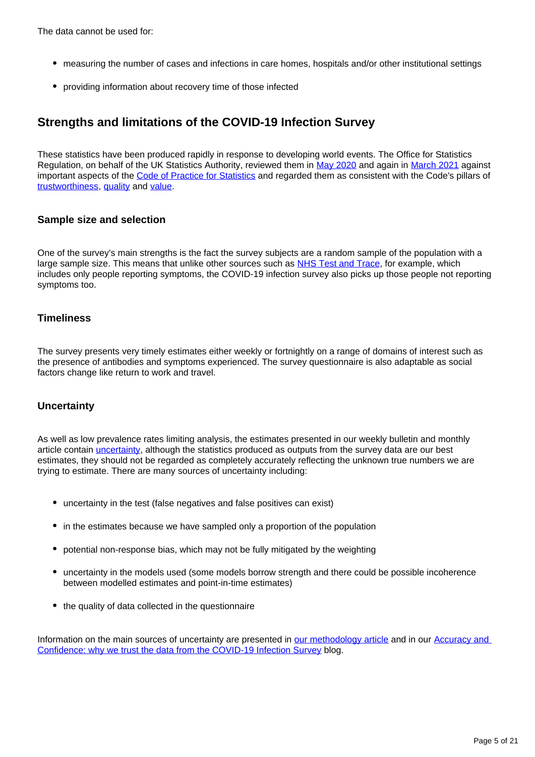The data cannot be used for:

- measuring the number of cases and infections in care homes, hospitals and/or other institutional settings
- providing information about recovery time of those infected

## Strengths and limitations of the COVID-19 Infection Survey

These statistics have been produced rapidly in response to developing world events. The Office for Statistics Regulation, on behalf of the UK Statistics Authority, reviewed them in May 2020 and again in March 2021 against important aspects of the Code of Practice for Statistics and regarded them as consistent with the Code's pillars of trustworthiness, quality and value.

### Sample size and selection

One of the survey's main strengths is the fact the survey subjects are a random sample of the population with a large sample size. This means that unlike other sources such as NHS Test and Trace, for example, which includes only people reporting symptoms, the COVID-19 infection survey also picks up those people not reporting symptoms too.

### Timeliness

The survey presents very timely estimates either weekly or fortnightly on a range of domains of interest such as the presence of antibodies and symptoms experienced. The survey questionnaire is also adaptable as social factors change like return to work and travel.

### Uncertainty

As well as low prevalence rates limiting analysis, the estimates presented in our weekly bulletin and monthly article contain uncertainty, although the statistics produced as outputs from the survey data are our best estimates, they should not be regarded as completely accurately reflecting the unknown true numbers we are trying to estimate. There are many sources of uncertainty including:

- uncertainty in the test (false negatives and false positives can exist)
- in the estimates because we have sampled only a proportion of the population
- potential non-response bias, which may not be fully mitigated by the weighting
- uncertainty in the models used (some models borrow strength and there could be possible incoherence between modelled estimates and point-in-time estimates)
- the quality of data collected in the questionnaire

Information on the main sources of uncertainty are presented in our methodology article and in our Accuracy and Confidence: why we trust the data from the COVID-19 Infection Survey blog.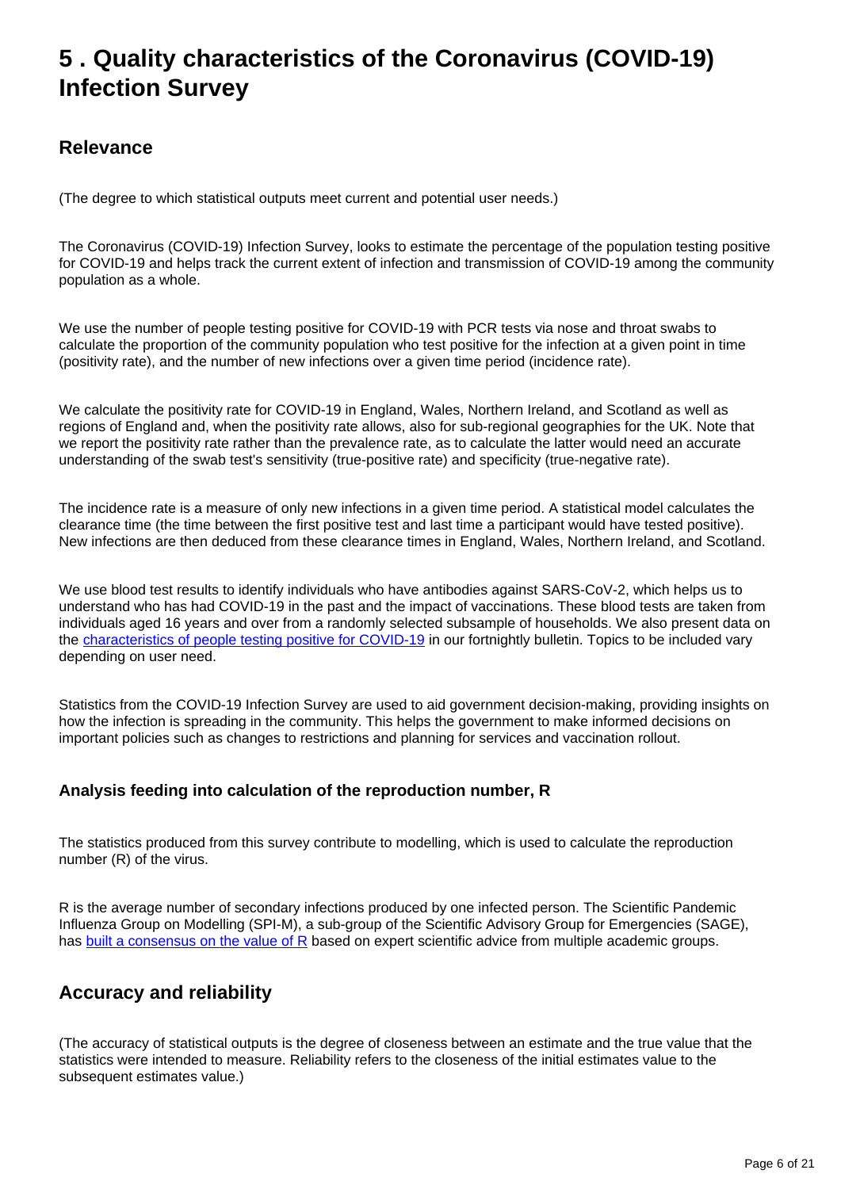## 5 . Quality characteristics of the Coronavirus (COVID-19) Infection Survey

### Relevance

(The degree to which statistical outputs meet current and potential user needs.)

The Coronavirus (COVID-19) Infection Survey, looks to estimate the percentage of the population testing positive for COVID-19 and helps track the current extent of infection and transmission of COVID-19 among the community population as a whole.

We use the number of people testing positive for COVID-19 with PCR tests via nose and throat swabs to calculate the proportion of the community population who test positive for the infection at a given point in time (positivity rate), and the number of new infections over a given time period (incidence rate).

We calculate the positivity rate for COVID-19 in England, Wales, Northern Ireland, and Scotland as well as regions of England and, when the positivity rate allows, also for sub-regional geographies for the UK. Note that we report the positivity rate rather than the prevalence rate, as to calculate the latter would need an accurate understanding of the swab test's sensitivity (true-positive rate) and specificity (true-negative rate).

The incidence rate is a measure of only new infections in a given time period. A statistical model calculates the clearance time (the time between the first positive test and last time a participant would have tested positive). New infections are then deduced from these clearance times in England, Wales, Northern Ireland, and Scotland.

We use blood test results to identify individuals who have antibodies against SARS-CoV-2, which helps us to understand who has had COVID-19 in the past and the impact of vaccinations. These blood tests are taken from individuals aged 16 years and over from a randomly selected subsample of households. We also present data on the characteristics of people testing positive for COVID-19 in our fortnightly bulletin. Topics to be included vary depending on user need.

Statistics from the COVID-19 Infection Survey are used to aid government decision-making, providing insights on how the infection is spreading in the community. This helps the government to make informed decisions on important policies such as changes to restrictions and planning for services and vaccination rollout.

#### Analysis feeding into calculation of the reproduction number, R

The statistics produced from this survey contribute to modelling, which is used to calculate the reproduction number (R) of the virus.

R is the average number of secondary infections produced by one infected person. The Scientific Pandemic Influenza Group on Modelling (SPI-M), a sub-group of the Scientific Advisory Group for Emergencies (SAGE), has built a consensus on the value of R based on expert scientific advice from multiple academic groups.

### Accuracy and reliability

(The accuracy of statistical outputs is the degree of closeness between an estimate and the true value that the statistics were intended to measure. Reliability refers to the closeness of the initial estimates value to the subsequent estimates value.)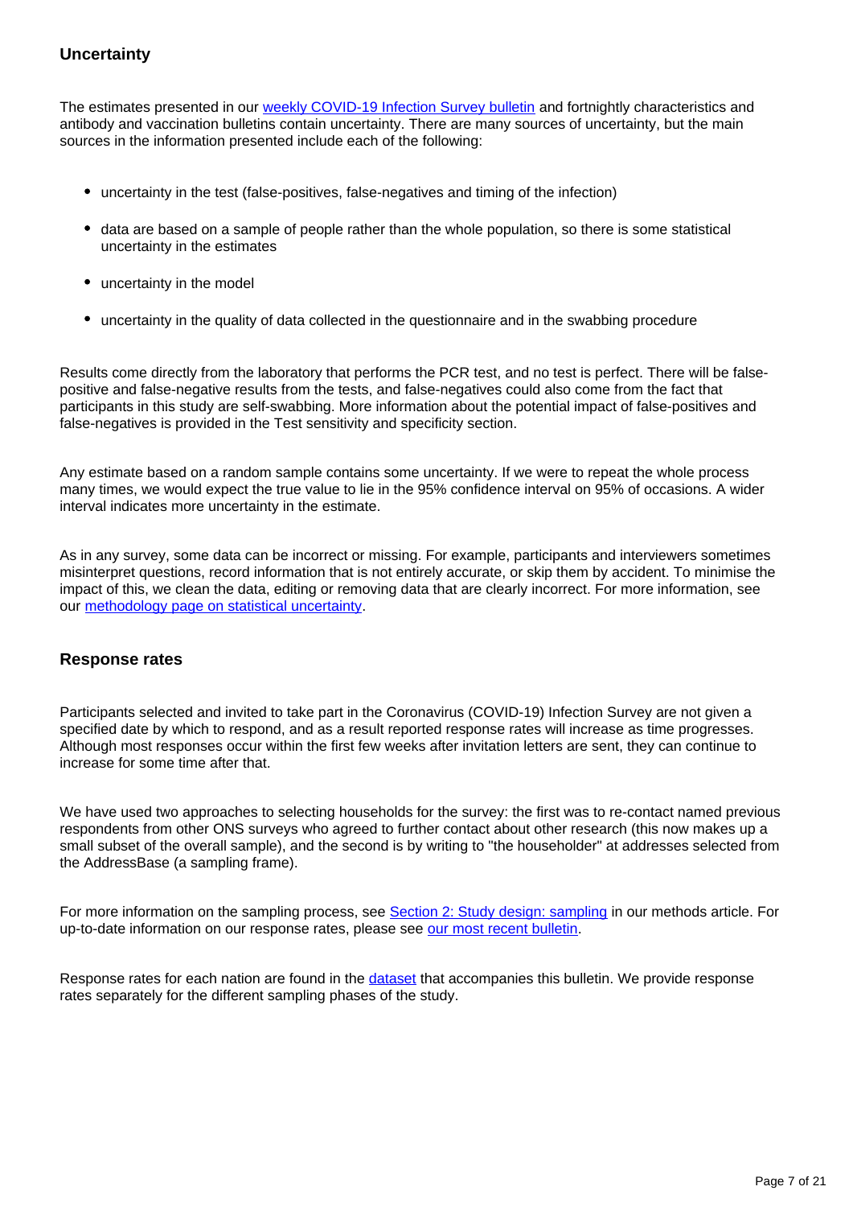### Uncertainty

The estimates presented in our [weekly COVID-19 Infection Survey bulletin](#) and fortnightly characteristics and antibody and vaccination bulletins contain uncertainty. There are many sources of uncertainty, but the main sources in the information presented include each of the following:

- uncertainty in the test (false-positives, false-negatives and timing of the infection)
- data are based on a sample of people rather than the whole population, so there is some statistical uncertainty in the estimates
- uncertainty in the model
- uncertainty in the quality of data collected in the questionnaire and in the swabbing procedure

Results come directly from the laboratory that performs the PCR test, and no test is perfect. There will be false-positive and false-negative results from the tests, and false-negatives could also come from the fact that participants in this study are self-swabbing. More information about the potential impact of false-positives and false-negatives is provided in the Test sensitivity and specificity section.

Any estimate based on a random sample contains some uncertainty. If we were to repeat the whole process many times, we would expect the true value to lie in the 95% confidence interval on 95% of occasions. A wider interval indicates more uncertainty in the estimate.

As in any survey, some data can be incorrect or missing. For example, participants and interviewers sometimes misinterpret questions, record information that is not entirely accurate, or skip them by accident. To minimise the impact of this, we clean the data, editing or removing data that are clearly incorrect. For more information, see our [methodology page on statistical uncertainty](#).

### Response rates

Participants selected and invited to take part in the Coronavirus (COVID-19) Infection Survey are not given a specified date by which to respond, and as a result reported response rates will increase as time progresses. Although most responses occur within the first few weeks after invitation letters are sent, they can continue to increase for some time after that.

We have used two approaches to selecting households for the survey: the first was to re-contact named previous respondents from other ONS surveys who agreed to further contact about other research (this now makes up a small subset of the overall sample), and the second is by writing to "the householder" at addresses selected from the AddressBase (a sampling frame).

For more information on the sampling process, see [Section 2: Study design: sampling](#) in our methods article. For up-to-date information on our response rates, please see [our most recent bulletin](#).

Response rates for each nation are found in the [dataset](#) that accompanies this bulletin. We provide response rates separately for the different sampling phases of the study.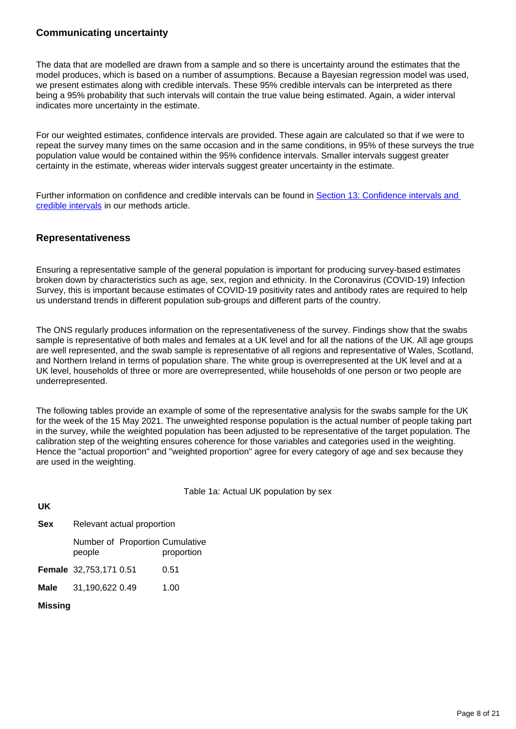### Communicating uncertainty

The data that are modelled are drawn from a sample and so there is uncertainty around the estimates that the model produces, which is based on a number of assumptions. Because a Bayesian regression model was used, we present estimates along with credible intervals. These 95% credible intervals can be interpreted as there being a 95% probability that such intervals will contain the true value being estimated. Again, a wider interval indicates more uncertainty in the estimate.

For our weighted estimates, confidence intervals are provided. These again are calculated so that if we were to repeat the survey many times on the same occasion and in the same conditions, in 95% of these surveys the true population value would be contained within the 95% confidence intervals. Smaller intervals suggest greater certainty in the estimate, whereas wider intervals suggest greater uncertainty in the estimate.

Further information on confidence and credible intervals can be found in Section 13: Confidence intervals and credible intervals in our methods article.

### Representativeness

Ensuring a representative sample of the general population is important for producing survey-based estimates broken down by characteristics such as age, sex, region and ethnicity. In the Coronavirus (COVID-19) Infection Survey, this is important because estimates of COVID-19 positivity rates and antibody rates are required to help us understand trends in different population sub-groups and different parts of the country.

The ONS regularly produces information on the representativeness of the survey. Findings show that the swabs sample is representative of both males and females at a UK level and for all the nations of the UK. All age groups are well represented, and the swab sample is representative of all regions and representative of Wales, Scotland, and Northern Ireland in terms of population share. The white group is overrepresented at the UK level and at a UK level, households of three or more are overrepresented, while households of one person or two people are underrepresented.

The following tables provide an example of some of the representative analysis for the swabs sample for the UK for the week of the 15 May 2021. The unweighted response population is the actual number of people taking part in the survey, while the weighted population has been adjusted to be representative of the target population. The calibration step of the weighting ensures coherence for those variables and categories used in the weighting. Hence the "actual proportion" and "weighted proportion" agree for every category of age and sex because they are used in the weighting.

Table 1a: Actual UK population by sex

**UK**

| **Sex** | Relevant actual proportion | | |
|---|---|---|---|
| | Number of people | Proportion | Cumulative proportion |
| **Female** | 32,753,171 | 0.51 | 0.51 |
| **Male** | 31,190,622 | 0.49 | 1.00 |
| **Missing** | | | |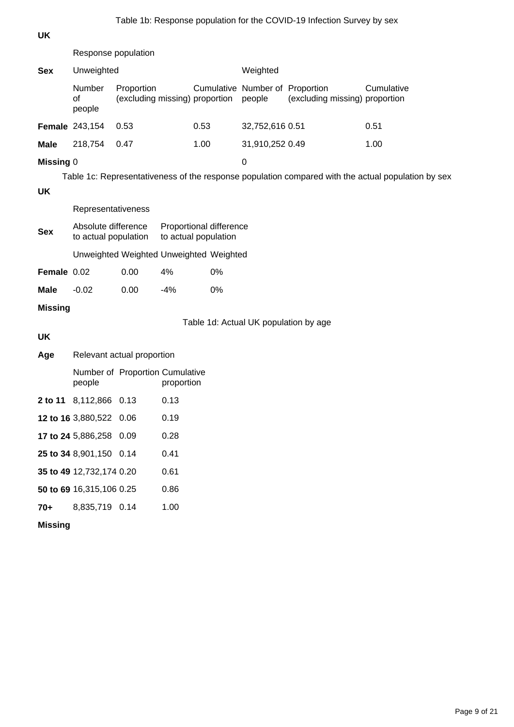Table 1b: Response population for the COVID-19 Infection Survey by sex

**UK**

| Sex | Response population | | | | | |
|---|---|---|---|---|---|---|
| | Unweighted | | | Weighted | | |
| | Number of people | Proportion (excluding missing) | Cumulative proportion | Number of people | Proportion (excluding missing) | Cumulative proportion |
| **Female** | 243,154 | 0.53 | 0.53 | 32,752,616 | 0.51 | 0.51 |
| **Male** | 218,754 | 0.47 | 1.00 | 31,910,252 | 0.49 | 1.00 |
| **Missing** | 0 | | | 0 | | |

Table 1c: Representativeness of the response population compared with the actual population by sex

**UK**

| Sex | Representativeness | | | |
|---|---|---|---|---|
| | Absolute difference to actual population | | Proportional difference to actual population | |
| | Unweighted | Weighted | Unweighted | Weighted |
| **Female** | 0.02 | 0.00 | 4% | 0% |
| **Male** | -0.02 | 0.00 | -4% | 0% |
| **Missing** | | | | |

Table 1d: Actual UK population by age

**UK**

| Age | Relevant actual proportion | | |
|---|---|---|---|
| | Number of people | Proportion | Cumulative proportion |
| **2 to 11** | 8,112,866 | 0.13 | 0.13 |
| **12 to 16** | 3,880,522 | 0.06 | 0.19 |
| **17 to 24** | 5,886,258 | 0.09 | 0.28 |
| **25 to 34** | 8,901,150 | 0.14 | 0.41 |
| **35 to 49** | 12,732,174 | 0.20 | 0.61 |
| **50 to 69** | 16,315,106 | 0.25 | 0.86 |
| **70+** | 8,835,719 | 0.14 | 1.00 |
| **Missing** | | | |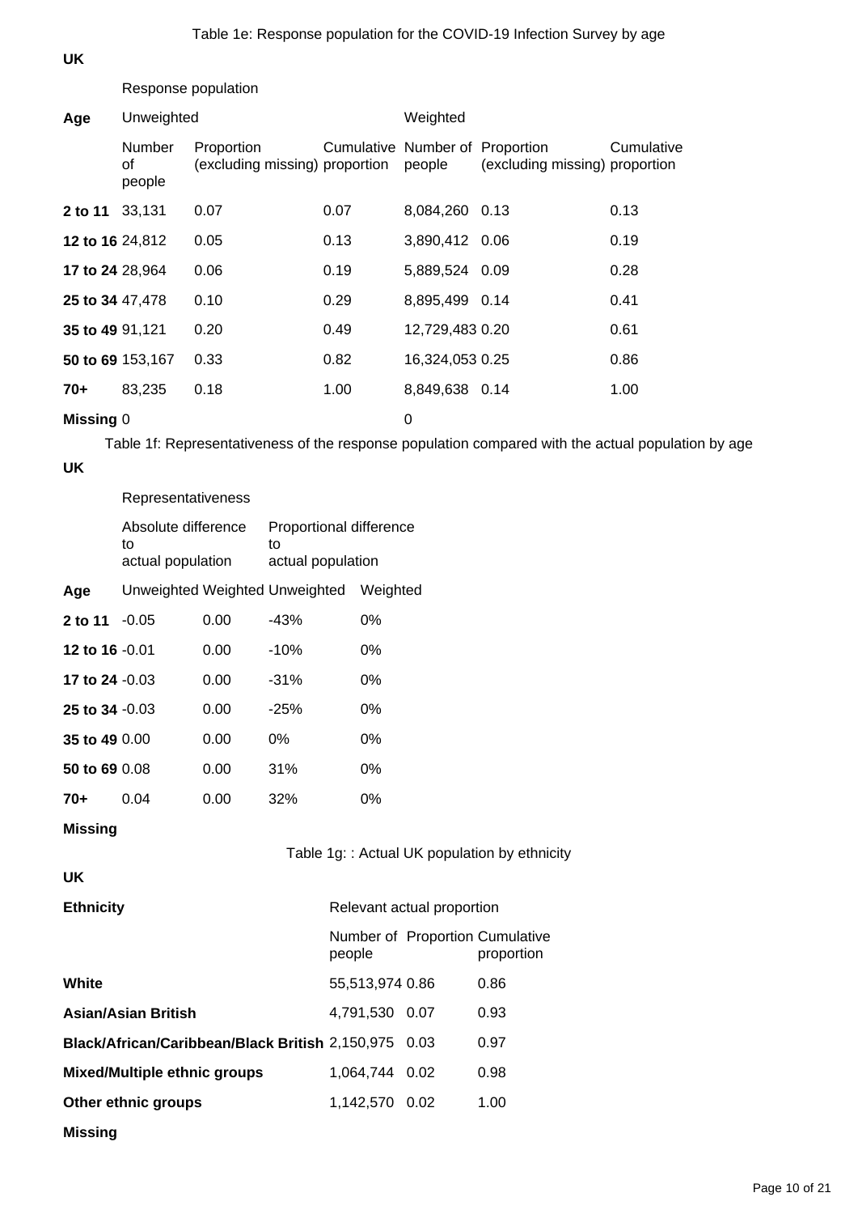Table 1e: Response population for the COVID-19 Infection Survey by age

**UK**

| Age | Response population | | | | | |
|---|---|---|---|---|---|---|
| | Unweighted | | | Weighted | | |
| | Number of people | Proportion (excluding missing) | Cumulative proportion | Number of people | Proportion (excluding missing) | Cumulative proportion |
| **2 to 11** | 33,131 | 0.07 | 0.07 | 8,084,260 | 0.13 | 0.13 |
| **12 to 16** | 24,812 | 0.05 | 0.13 | 3,890,412 | 0.06 | 0.19 |
| **17 to 24** | 28,964 | 0.06 | 0.19 | 5,889,524 | 0.09 | 0.28 |
| **25 to 34** | 47,478 | 0.10 | 0.29 | 8,895,499 | 0.14 | 0.41 |
| **35 to 49** | 91,121 | 0.20 | 0.49 | 12,729,483 | 0.20 | 0.61 |
| **50 to 69** | 153,167 | 0.33 | 0.82 | 16,324,053 | 0.25 | 0.86 |
| **70+** | 83,235 | 0.18 | 1.00 | 8,849,638 | 0.14 | 1.00 |
| **Missing** | 0 | | | 0 | | |

Table 1f: Representativeness of the response population compared with the actual population by age

**UK**

| Age | Representativeness | | | |
|---|---|---|---|---|
| | Absolute difference to actual population | | Proportional difference to actual population | |
| | Unweighted | Weighted | Unweighted | Weighted |
| **2 to 11** | -0.05 | 0.00 | -43% | 0% |
| **12 to 16** | -0.01 | 0.00 | -10% | 0% |
| **17 to 24** | -0.03 | 0.00 | -31% | 0% |
| **25 to 34** | -0.03 | 0.00 | -25% | 0% |
| **35 to 49** | 0.00 | 0.00 | 0% | 0% |
| **50 to 69** | 0.08 | 0.00 | 31% | 0% |
| **70+** | 0.04 | 0.00 | 32% | 0% |
| **Missing** | | | | |

Table 1g: : Actual UK population by ethnicity

**UK**

| Ethnicity | Relevant actual proportion | | |
|---|---|---|---|
| | Number of people | Proportion | Cumulative proportion |
| **White** | 55,513,974 | 0.86 | 0.86 |
| **Asian/Asian British** | 4,791,530 | 0.07 | 0.93 |
| **Black/African/Caribbean/Black British** | 2,150,975 | 0.03 | 0.97 |
| **Mixed/Multiple ethnic groups** | 1,064,744 | 0.02 | 0.98 |
| **Other ethnic groups** | 1,142,570 | 0.02 | 1.00 |
| **Missing** | | | |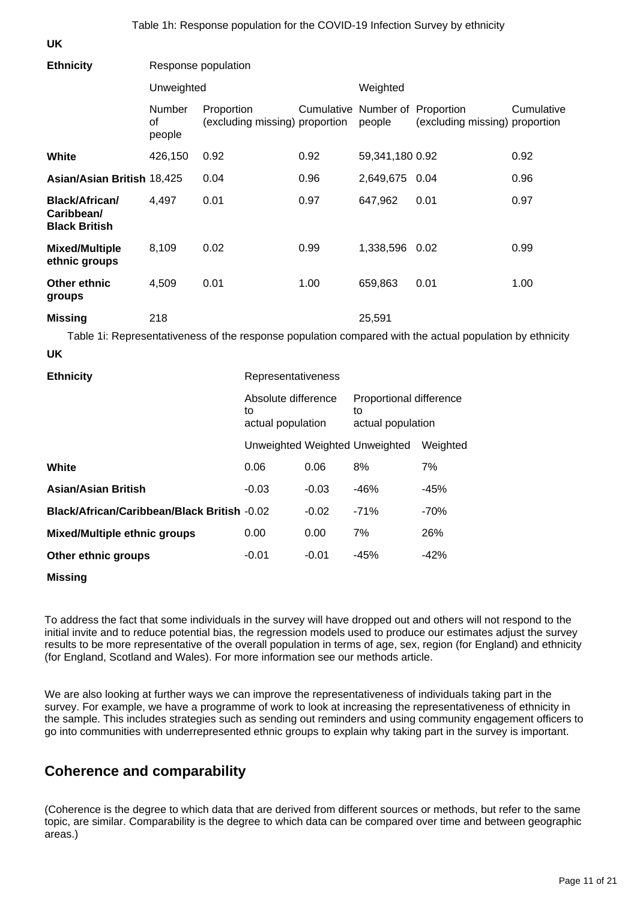Table 1h: Response population for the COVID-19 Infection Survey by ethnicity

**UK**

| **Ethnicity** | Response population | | | | | |
|---|---|---|---|---|---|---|
| | Unweighted | | | Weighted | | |
| | Number of people | Proportion (excluding missing) | Cumulative proportion | Number of people | Proportion (excluding missing) | Cumulative proportion |
| **White** | 426,150 | 0.92 | 0.92 | 59,341,180 | 0.92 | 0.92 |
| **Asian/Asian British** | 18,425 | 0.04 | 0.96 | 2,649,675 | 0.04 | 0.96 |
| **Black/African/ Caribbean/ Black British** | 4,497 | 0.01 | 0.97 | 647,962 | 0.01 | 0.97 |
| **Mixed/Multiple ethnic groups** | 8,109 | 0.02 | 0.99 | 1,338,596 | 0.02 | 0.99 |
| **Other ethnic groups** | 4,509 | 0.01 | 1.00 | 659,863 | 0.01 | 1.00 |
| **Missing** | 218 | | | 25,591 | | |

Table 1i: Representativeness of the response population compared with the actual population by ethnicity

**UK**

| **Ethnicity** | Representativeness | | | |
|---|---|---|---|---|
| | Absolute difference to actual population | | Proportional difference to actual population | |
| | Unweighted | Weighted | Unweighted | Weighted |
| **White** | 0.06 | 0.06 | 8% | 7% |
| **Asian/Asian British** | -0.03 | -0.03 | -46% | -45% |
| **Black/African/Caribbean/Black British** | -0.02 | -0.02 | -71% | -70% |
| **Mixed/Multiple ethnic groups** | 0.00 | 0.00 | 7% | 26% |
| **Other ethnic groups** | -0.01 | -0.01 | -45% | -42% |
| **Missing** | | | | |

To address the fact that some individuals in the survey will have dropped out and others will not respond to the initial invite and to reduce potential bias, the regression models used to produce our estimates adjust the survey results to be more representative of the overall population in terms of age, sex, region (for England) and ethnicity (for England, Scotland and Wales). For more information see our methods article.

We are also looking at further ways we can improve the representativeness of individuals taking part in the survey. For example, we have a programme of work to look at increasing the representativeness of ethnicity in the sample. This includes strategies such as sending out reminders and using community engagement officers to go into communities with underrepresented ethnic groups to explain why taking part in the survey is important.

## Coherence and comparability

(Coherence is the degree to which data that are derived from different sources or methods, but refer to the same topic, are similar. Comparability is the degree to which data can be compared over time and between geographic areas.)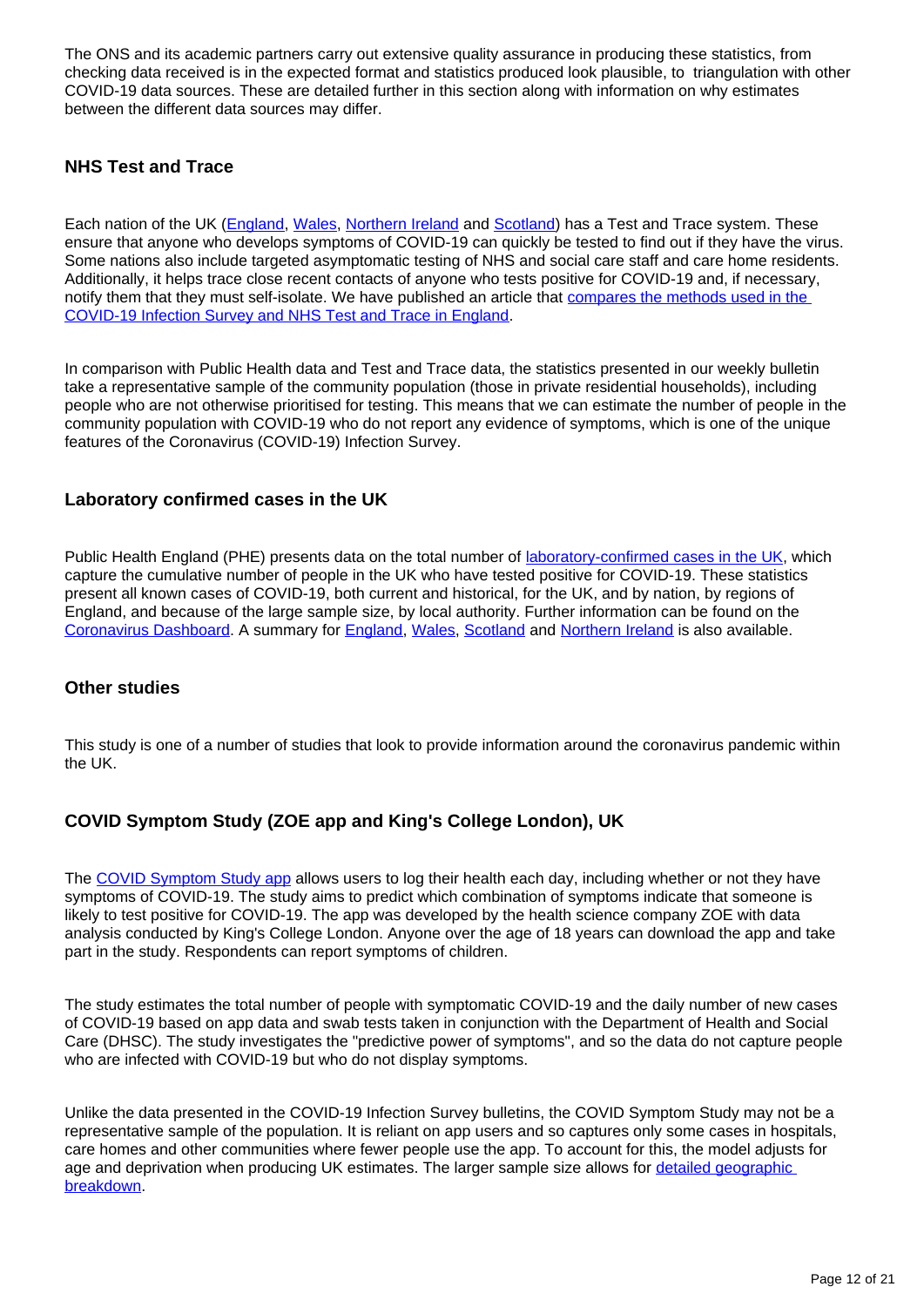The ONS and its academic partners carry out extensive quality assurance in producing these statistics, from checking data received is in the expected format and statistics produced look plausible, to triangulation with other COVID-19 data sources. These are detailed further in this section along with information on why estimates between the different data sources may differ.

### NHS Test and Trace

Each nation of the UK (England, Wales, Northern Ireland and Scotland) has a Test and Trace system. These ensure that anyone who develops symptoms of COVID-19 can quickly be tested to find out if they have the virus. Some nations also include targeted asymptomatic testing of NHS and social care staff and care home residents. Additionally, it helps trace close recent contacts of anyone who tests positive for COVID-19 and, if necessary, notify them that they must self-isolate. We have published an article that compares the methods used in the COVID-19 Infection Survey and NHS Test and Trace in England.

In comparison with Public Health data and Test and Trace data, the statistics presented in our weekly bulletin take a representative sample of the community population (those in private residential households), including people who are not otherwise prioritised for testing. This means that we can estimate the number of people in the community population with COVID-19 who do not report any evidence of symptoms, which is one of the unique features of the Coronavirus (COVID-19) Infection Survey.

### Laboratory confirmed cases in the UK

Public Health England (PHE) presents data on the total number of laboratory-confirmed cases in the UK, which capture the cumulative number of people in the UK who have tested positive for COVID-19. These statistics present all known cases of COVID-19, both current and historical, for the UK, and by nation, by regions of England, and because of the large sample size, by local authority. Further information can be found on the Coronavirus Dashboard. A summary for England, Wales, Scotland and Northern Ireland is also available.

### Other studies

This study is one of a number of studies that look to provide information around the coronavirus pandemic within the UK.

### COVID Symptom Study (ZOE app and King's College London), UK

The COVID Symptom Study app allows users to log their health each day, including whether or not they have symptoms of COVID-19. The study aims to predict which combination of symptoms indicate that someone is likely to test positive for COVID-19. The app was developed by the health science company ZOE with data analysis conducted by King's College London. Anyone over the age of 18 years can download the app and take part in the study. Respondents can report symptoms of children.

The study estimates the total number of people with symptomatic COVID-19 and the daily number of new cases of COVID-19 based on app data and swab tests taken in conjunction with the Department of Health and Social Care (DHSC). The study investigates the "predictive power of symptoms", and so the data do not capture people who are infected with COVID-19 but who do not display symptoms.

Unlike the data presented in the COVID-19 Infection Survey bulletins, the COVID Symptom Study may not be a representative sample of the population. It is reliant on app users and so captures only some cases in hospitals, care homes and other communities where fewer people use the app. To account for this, the model adjusts for age and deprivation when producing UK estimates. The larger sample size allows for detailed geographic breakdown.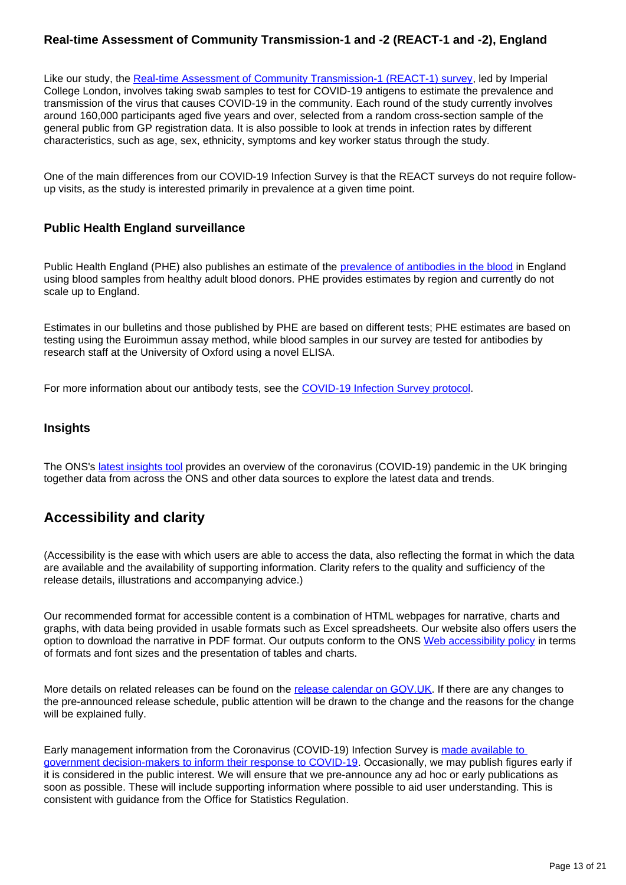### Real-time Assessment of Community Transmission-1 and -2 (REACT-1 and -2), England

Like our study, the Real-time Assessment of Community Transmission-1 (REACT-1) survey, led by Imperial College London, involves taking swab samples to test for COVID-19 antigens to estimate the prevalence and transmission of the virus that causes COVID-19 in the community. Each round of the study currently involves around 160,000 participants aged five years and over, selected from a random cross-section sample of the general public from GP registration data. It is also possible to look at trends in infection rates by different characteristics, such as age, sex, ethnicity, symptoms and key worker status through the study.

One of the main differences from our COVID-19 Infection Survey is that the REACT surveys do not require follow-up visits, as the study is interested primarily in prevalence at a given time point.

### Public Health England surveillance

Public Health England (PHE) also publishes an estimate of the prevalence of antibodies in the blood in England using blood samples from healthy adult blood donors. PHE provides estimates by region and currently do not scale up to England.

Estimates in our bulletins and those published by PHE are based on different tests; PHE estimates are based on testing using the Euroimmun assay method, while blood samples in our survey are tested for antibodies by research staff at the University of Oxford using a novel ELISA.

For more information about our antibody tests, see the COVID-19 Infection Survey protocol.

### Insights

The ONS's latest insights tool provides an overview of the coronavirus (COVID-19) pandemic in the UK bringing together data from across the ONS and other data sources to explore the latest data and trends.

## Accessibility and clarity

(Accessibility is the ease with which users are able to access the data, also reflecting the format in which the data are available and the availability of supporting information. Clarity refers to the quality and sufficiency of the release details, illustrations and accompanying advice.)

Our recommended format for accessible content is a combination of HTML webpages for narrative, charts and graphs, with data being provided in usable formats such as Excel spreadsheets. Our website also offers users the option to download the narrative in PDF format. Our outputs conform to the ONS Web accessibility policy in terms of formats and font sizes and the presentation of tables and charts.

More details on related releases can be found on the release calendar on GOV.UK. If there are any changes to the pre-announced release schedule, public attention will be drawn to the change and the reasons for the change will be explained fully.

Early management information from the Coronavirus (COVID-19) Infection Survey is made available to government decision-makers to inform their response to COVID-19. Occasionally, we may publish figures early if it is considered in the public interest. We will ensure that we pre-announce any ad hoc or early publications as soon as possible. These will include supporting information where possible to aid user understanding. This is consistent with guidance from the Office for Statistics Regulation.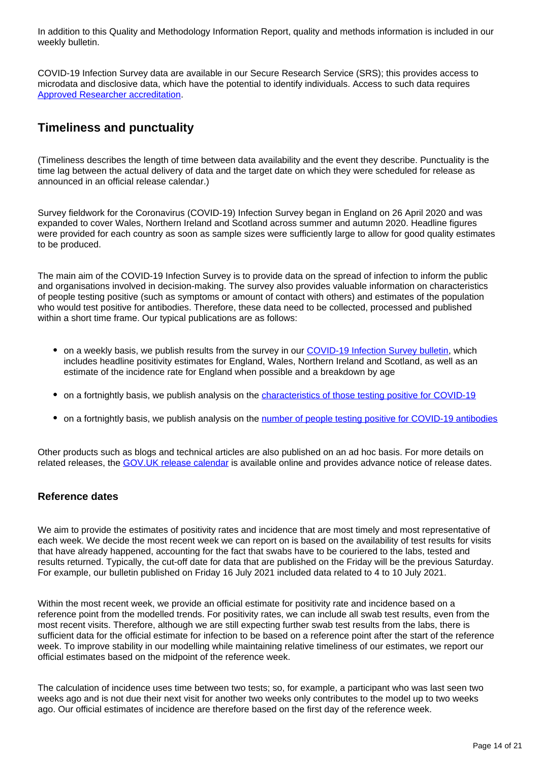In addition to this Quality and Methodology Information Report, quality and methods information is included in our weekly bulletin.

COVID-19 Infection Survey data are available in our Secure Research Service (SRS); this provides access to microdata and disclosive data, which have the potential to identify individuals. Access to such data requires [Approved Researcher accreditation](#).

## Timeliness and punctuality

(Timeliness describes the length of time between data availability and the event they describe. Punctuality is the time lag between the actual delivery of data and the target date on which they were scheduled for release as announced in an official release calendar.)

Survey fieldwork for the Coronavirus (COVID-19) Infection Survey began in England on 26 April 2020 and was expanded to cover Wales, Northern Ireland and Scotland across summer and autumn 2020. Headline figures were provided for each country as soon as sample sizes were sufficiently large to allow for good quality estimates to be produced.

The main aim of the COVID-19 Infection Survey is to provide data on the spread of infection to inform the public and organisations involved in decision-making. The survey also provides valuable information on characteristics of people testing positive (such as symptoms or amount of contact with others) and estimates of the population who would test positive for antibodies. Therefore, these data need to be collected, processed and published within a short time frame. Our typical publications are as follows:

- on a weekly basis, we publish results from the survey in our [COVID-19 Infection Survey bulletin](#), which includes headline positivity estimates for England, Wales, Northern Ireland and Scotland, as well as an estimate of the incidence rate for England when possible and a breakdown by age
- on a fortnightly basis, we publish analysis on the [characteristics of those testing positive for COVID-19](#)
- on a fortnightly basis, we publish analysis on the [number of people testing positive for COVID-19 antibodies](#)

Other products such as blogs and technical articles are also published on an ad hoc basis. For more details on related releases, the [GOV.UK release calendar](#) is available online and provides advance notice of release dates.

### Reference dates

We aim to provide the estimates of positivity rates and incidence that are most timely and most representative of each week. We decide the most recent week we can report on is based on the availability of test results for visits that have already happened, accounting for the fact that swabs have to be couriered to the labs, tested and results returned. Typically, the cut-off date for data that are published on the Friday will be the previous Saturday. For example, our bulletin published on Friday 16 July 2021 included data related to 4 to 10 July 2021.

Within the most recent week, we provide an official estimate for positivity rate and incidence based on a reference point from the modelled trends. For positivity rates, we can include all swab test results, even from the most recent visits. Therefore, although we are still expecting further swab test results from the labs, there is sufficient data for the official estimate for infection to be based on a reference point after the start of the reference week. To improve stability in our modelling while maintaining relative timeliness of our estimates, we report our official estimates based on the midpoint of the reference week.

The calculation of incidence uses time between two tests; so, for example, a participant who was last seen two weeks ago and is not due their next visit for another two weeks only contributes to the model up to two weeks ago. Our official estimates of incidence are therefore based on the first day of the reference week.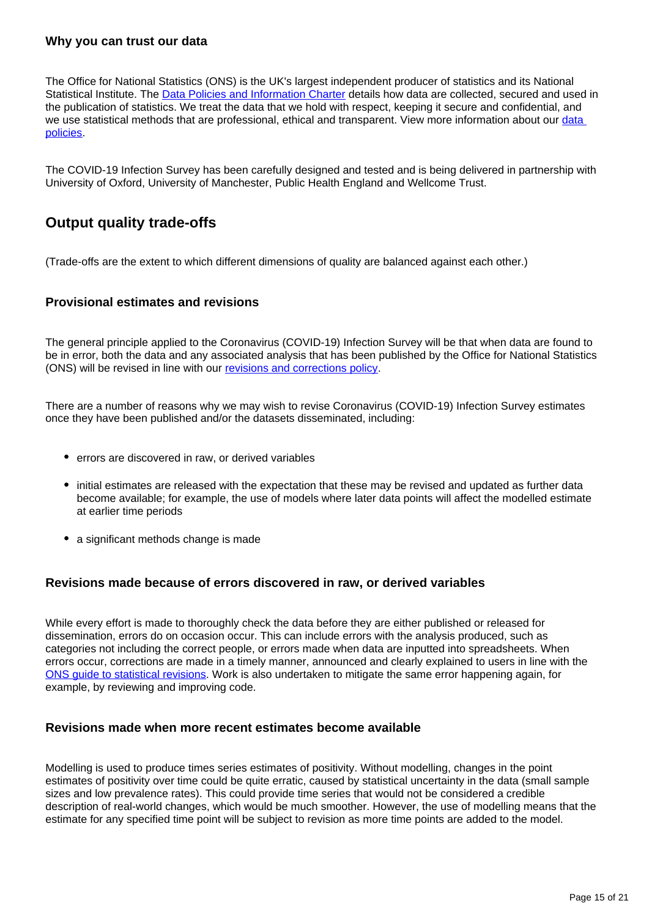### Why you can trust our data

The Office for National Statistics (ONS) is the UK's largest independent producer of statistics and its National Statistical Institute. The [Data Policies and Information Charter](#) details how data are collected, secured and used in the publication of statistics. We treat the data that we hold with respect, keeping it secure and confidential, and we use statistical methods that are professional, ethical and transparent. View more information about our [data policies](#).

The COVID-19 Infection Survey has been carefully designed and tested and is being delivered in partnership with University of Oxford, University of Manchester, Public Health England and Wellcome Trust.

## Output quality trade-offs

(Trade-offs are the extent to which different dimensions of quality are balanced against each other.)

### Provisional estimates and revisions

The general principle applied to the Coronavirus (COVID-19) Infection Survey will be that when data are found to be in error, both the data and any associated analysis that has been published by the Office for National Statistics (ONS) will be revised in line with our [revisions and corrections policy](#).

There are a number of reasons why we may wish to revise Coronavirus (COVID-19) Infection Survey estimates once they have been published and/or the datasets disseminated, including:

- errors are discovered in raw, or derived variables
- initial estimates are released with the expectation that these may be revised and updated as further data become available; for example, the use of models where later data points will affect the modelled estimate at earlier time periods
- a significant methods change is made

### Revisions made because of errors discovered in raw, or derived variables

While every effort is made to thoroughly check the data before they are either published or released for dissemination, errors do on occasion occur. This can include errors with the analysis produced, such as categories not including the correct people, or errors made when data are inputted into spreadsheets. When errors occur, corrections are made in a timely manner, announced and clearly explained to users in line with the [ONS guide to statistical revisions](#). Work is also undertaken to mitigate the same error happening again, for example, by reviewing and improving code.

### Revisions made when more recent estimates become available

Modelling is used to produce times series estimates of positivity. Without modelling, changes in the point estimates of positivity over time could be quite erratic, caused by statistical uncertainty in the data (small sample sizes and low prevalence rates). This could provide time series that would not be considered a credible description of real-world changes, which would be much smoother. However, the use of modelling means that the estimate for any specified time point will be subject to revision as more time points are added to the model.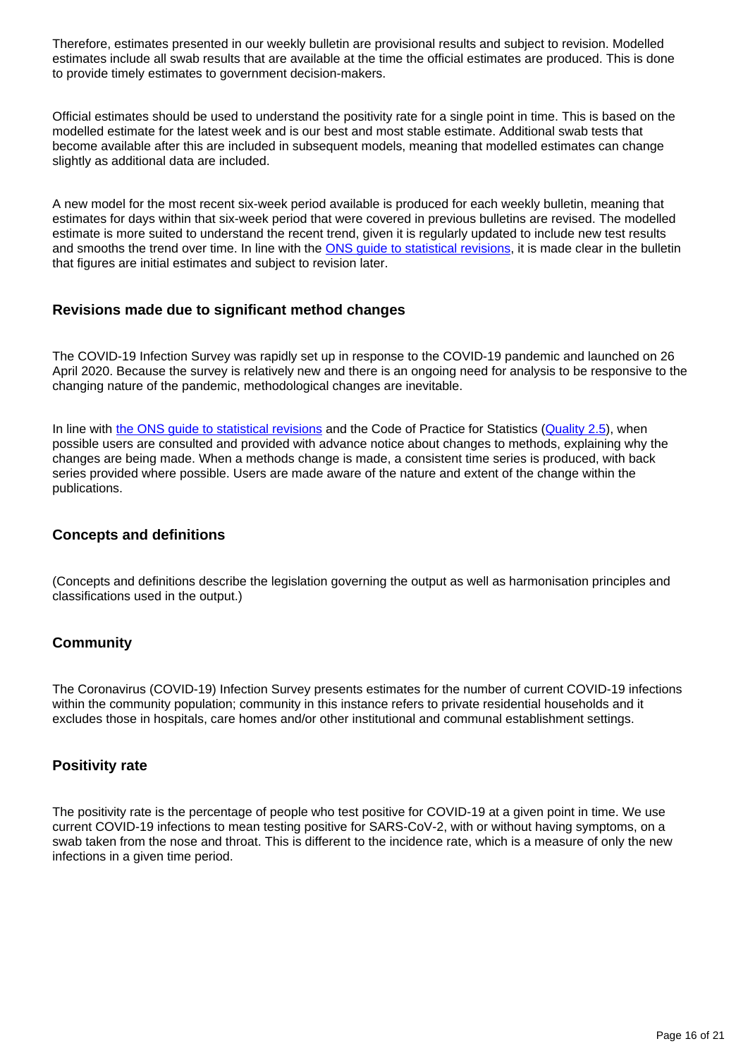Therefore, estimates presented in our weekly bulletin are provisional results and subject to revision. Modelled estimates include all swab results that are available at the time the official estimates are produced. This is done to provide timely estimates to government decision-makers.

Official estimates should be used to understand the positivity rate for a single point in time. This is based on the modelled estimate for the latest week and is our best and most stable estimate. Additional swab tests that become available after this are included in subsequent models, meaning that modelled estimates can change slightly as additional data are included.

A new model for the most recent six-week period available is produced for each weekly bulletin, meaning that estimates for days within that six-week period that were covered in previous bulletins are revised. The modelled estimate is more suited to understand the recent trend, given it is regularly updated to include new test results and smooths the trend over time. In line with the [ONS guide to statistical revisions](), it is made clear in the bulletin that figures are initial estimates and subject to revision later.

### Revisions made due to significant method changes

The COVID-19 Infection Survey was rapidly set up in response to the COVID-19 pandemic and launched on 26 April 2020. Because the survey is relatively new and there is an ongoing need for analysis to be responsive to the changing nature of the pandemic, methodological changes are inevitable.

In line with [the ONS guide to statistical revisions]() and the Code of Practice for Statistics ([Quality 2.5]()), when possible users are consulted and provided with advance notice about changes to methods, explaining why the changes are being made. When a methods change is made, a consistent time series is produced, with back series provided where possible. Users are made aware of the nature and extent of the change within the publications.

### Concepts and definitions

(Concepts and definitions describe the legislation governing the output as well as harmonisation principles and classifications used in the output.)

### Community

The Coronavirus (COVID-19) Infection Survey presents estimates for the number of current COVID-19 infections within the community population; community in this instance refers to private residential households and it excludes those in hospitals, care homes and/or other institutional and communal establishment settings.

### Positivity rate

The positivity rate is the percentage of people who test positive for COVID-19 at a given point in time. We use current COVID-19 infections to mean testing positive for SARS-CoV-2, with or without having symptoms, on a swab taken from the nose and throat. This is different to the incidence rate, which is a measure of only the new infections in a given time period.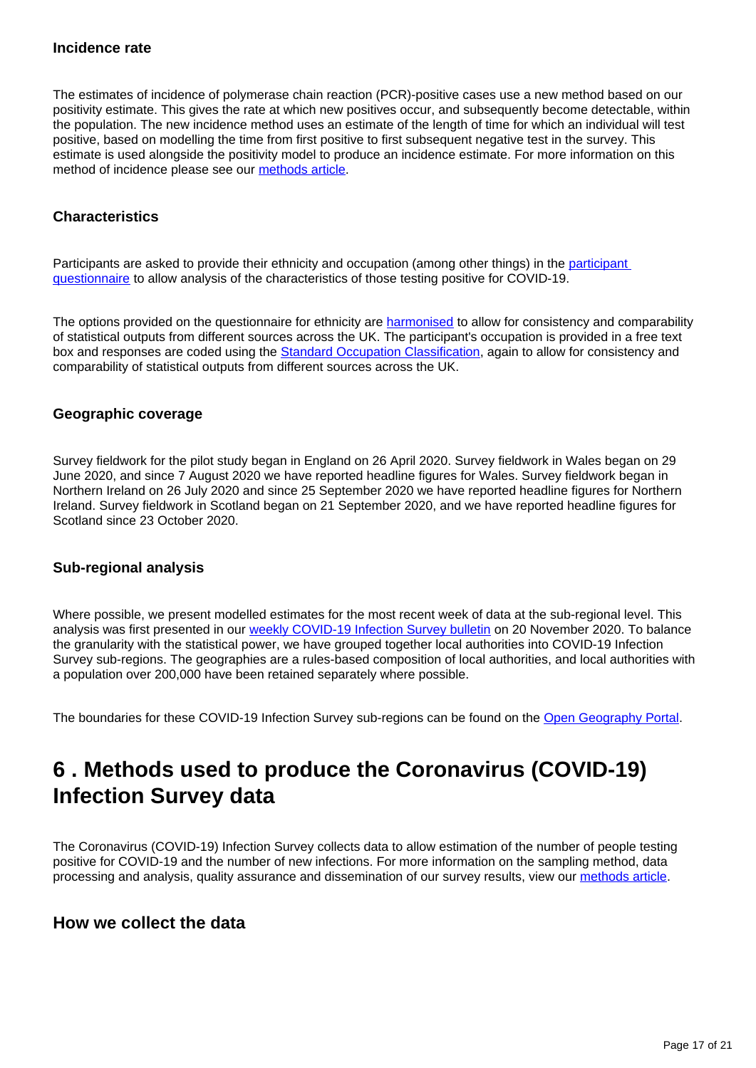### Incidence rate

The estimates of incidence of polymerase chain reaction (PCR)-positive cases use a new method based on our positivity estimate. This gives the rate at which new positives occur, and subsequently become detectable, within the population. The new incidence method uses an estimate of the length of time for which an individual will test positive, based on modelling the time from first positive to first subsequent negative test in the survey. This estimate is used alongside the positivity model to produce an incidence estimate. For more information on this method of incidence please see our methods article.

### Characteristics

Participants are asked to provide their ethnicity and occupation (among other things) in the participant questionnaire to allow analysis of the characteristics of those testing positive for COVID-19.

The options provided on the questionnaire for ethnicity are harmonised to allow for consistency and comparability of statistical outputs from different sources across the UK. The participant's occupation is provided in a free text box and responses are coded using the Standard Occupation Classification, again to allow for consistency and comparability of statistical outputs from different sources across the UK.

### Geographic coverage

Survey fieldwork for the pilot study began in England on 26 April 2020. Survey fieldwork in Wales began on 29 June 2020, and since 7 August 2020 we have reported headline figures for Wales. Survey fieldwork began in Northern Ireland on 26 July 2020 and since 25 September 2020 we have reported headline figures for Northern Ireland. Survey fieldwork in Scotland began on 21 September 2020, and we have reported headline figures for Scotland since 23 October 2020.

### Sub-regional analysis

Where possible, we present modelled estimates for the most recent week of data at the sub-regional level. This analysis was first presented in our weekly COVID-19 Infection Survey bulletin on 20 November 2020. To balance the granularity with the statistical power, we have grouped together local authorities into COVID-19 Infection Survey sub-regions. The geographies are a rules-based composition of local authorities, and local authorities with a population over 200,000 have been retained separately where possible.

The boundaries for these COVID-19 Infection Survey sub-regions can be found on the Open Geography Portal.

## 6 . Methods used to produce the Coronavirus (COVID-19) Infection Survey data

The Coronavirus (COVID-19) Infection Survey collects data to allow estimation of the number of people testing positive for COVID-19 and the number of new infections. For more information on the sampling method, data processing and analysis, quality assurance and dissemination of our survey results, view our methods article.

### How we collect the data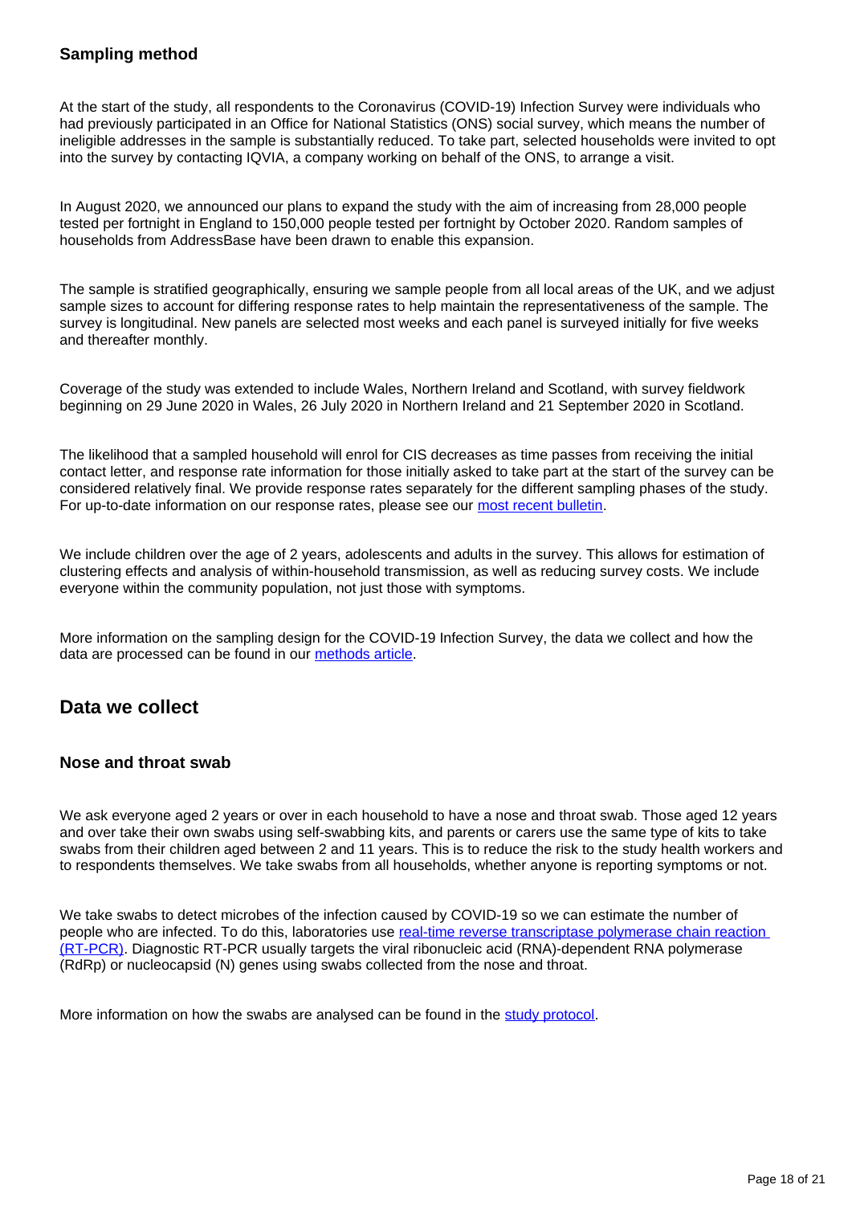### Sampling method

At the start of the study, all respondents to the Coronavirus (COVID-19) Infection Survey were individuals who had previously participated in an Office for National Statistics (ONS) social survey, which means the number of ineligible addresses in the sample is substantially reduced. To take part, selected households were invited to opt into the survey by contacting IQVIA, a company working on behalf of the ONS, to arrange a visit.

In August 2020, we announced our plans to expand the study with the aim of increasing from 28,000 people tested per fortnight in England to 150,000 people tested per fortnight by October 2020. Random samples of households from AddressBase have been drawn to enable this expansion.

The sample is stratified geographically, ensuring we sample people from all local areas of the UK, and we adjust sample sizes to account for differing response rates to help maintain the representativeness of the sample. The survey is longitudinal. New panels are selected most weeks and each panel is surveyed initially for five weeks and thereafter monthly.

Coverage of the study was extended to include Wales, Northern Ireland and Scotland, with survey fieldwork beginning on 29 June 2020 in Wales, 26 July 2020 in Northern Ireland and 21 September 2020 in Scotland.

The likelihood that a sampled household will enrol for CIS decreases as time passes from receiving the initial contact letter, and response rate information for those initially asked to take part at the start of the survey can be considered relatively final. We provide response rates separately for the different sampling phases of the study. For up-to-date information on our response rates, please see our most recent bulletin.

We include children over the age of 2 years, adolescents and adults in the survey. This allows for estimation of clustering effects and analysis of within-household transmission, as well as reducing survey costs. We include everyone within the community population, not just those with symptoms.

More information on the sampling design for the COVID-19 Infection Survey, the data we collect and how the data are processed can be found in our methods article.

## Data we collect

### Nose and throat swab

We ask everyone aged 2 years or over in each household to have a nose and throat swab. Those aged 12 years and over take their own swabs using self-swabbing kits, and parents or carers use the same type of kits to take swabs from their children aged between 2 and 11 years. This is to reduce the risk to the study health workers and to respondents themselves. We take swabs from all households, whether anyone is reporting symptoms or not.

We take swabs to detect microbes of the infection caused by COVID-19 so we can estimate the number of people who are infected. To do this, laboratories use real-time reverse transcriptase polymerase chain reaction (RT-PCR). Diagnostic RT-PCR usually targets the viral ribonucleic acid (RNA)-dependent RNA polymerase (RdRp) or nucleocapsid (N) genes using swabs collected from the nose and throat.

More information on how the swabs are analysed can be found in the study protocol.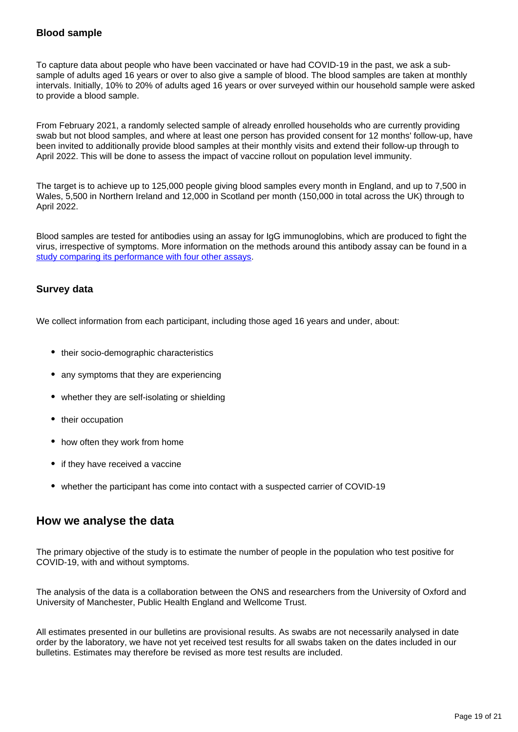### Blood sample

To capture data about people who have been vaccinated or have had COVID-19 in the past, we ask a sub-sample of adults aged 16 years or over to also give a sample of blood. The blood samples are taken at monthly intervals. Initially, 10% to 20% of adults aged 16 years or over surveyed within our household sample were asked to provide a blood sample.

From February 2021, a randomly selected sample of already enrolled households who are currently providing swab but not blood samples, and where at least one person has provided consent for 12 months' follow-up, have been invited to additionally provide blood samples at their monthly visits and extend their follow-up through to April 2022. This will be done to assess the impact of vaccine rollout on population level immunity.

The target is to achieve up to 125,000 people giving blood samples every month in England, and up to 7,500 in Wales, 5,500 in Northern Ireland and 12,000 in Scotland per month (150,000 in total across the UK) through to April 2022.

Blood samples are tested for antibodies using an assay for IgG immunoglobins, which are produced to fight the virus, irrespective of symptoms. More information on the methods around this antibody assay can be found in a [study comparing its performance with four other assays](study comparing its performance with four other assays).

### Survey data

We collect information from each participant, including those aged 16 years and under, about:

- their socio-demographic characteristics
- any symptoms that they are experiencing
- whether they are self-isolating or shielding
- their occupation
- how often they work from home
- if they have received a vaccine
- whether the participant has come into contact with a suspected carrier of COVID-19

## How we analyse the data

The primary objective of the study is to estimate the number of people in the population who test positive for COVID-19, with and without symptoms.

The analysis of the data is a collaboration between the ONS and researchers from the University of Oxford and University of Manchester, Public Health England and Wellcome Trust.

All estimates presented in our bulletins are provisional results. As swabs are not necessarily analysed in date order by the laboratory, we have not yet received test results for all swabs taken on the dates included in our bulletins. Estimates may therefore be revised as more test results are included.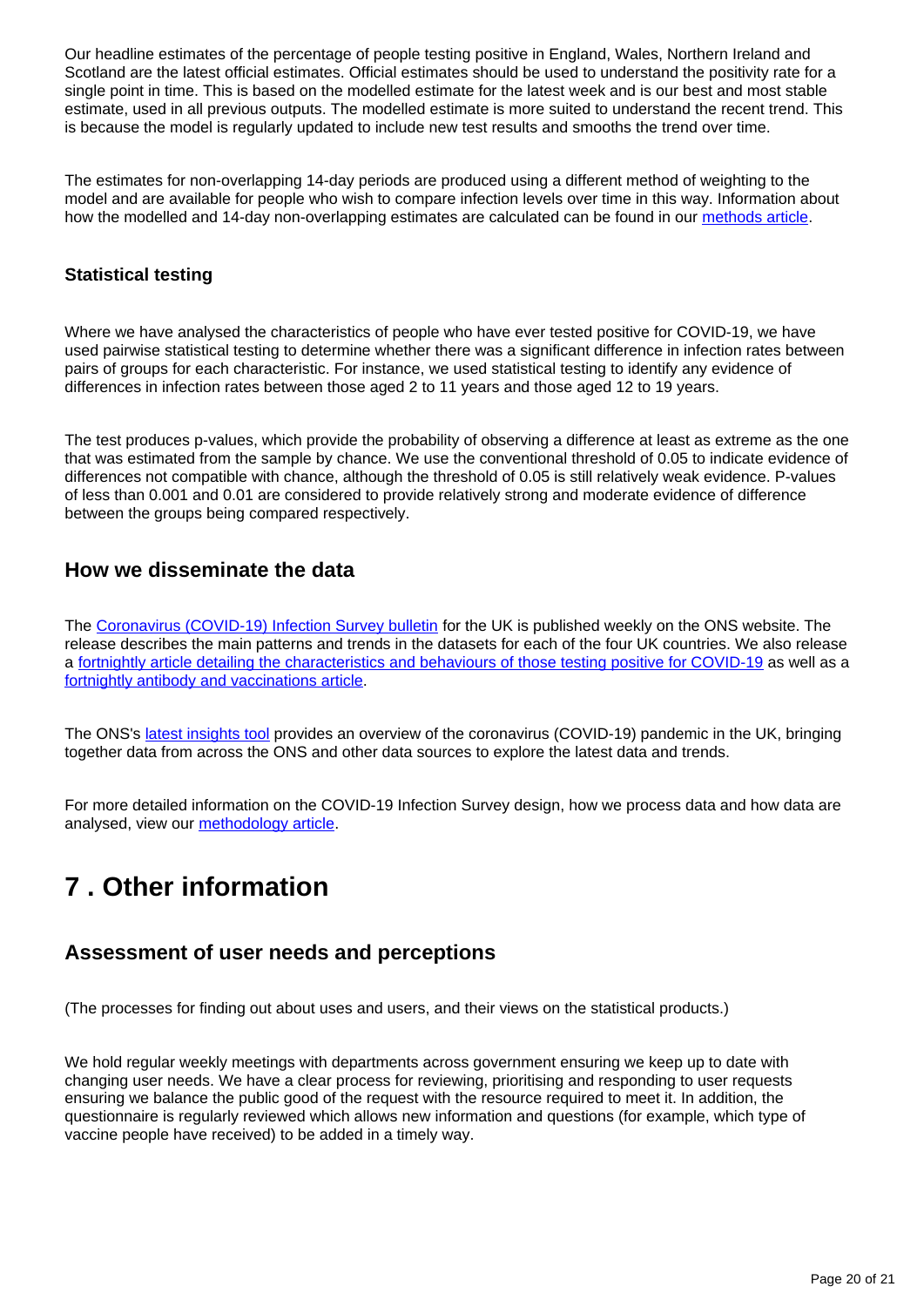Our headline estimates of the percentage of people testing positive in England, Wales, Northern Ireland and Scotland are the latest official estimates. Official estimates should be used to understand the positivity rate for a single point in time. This is based on the modelled estimate for the latest week and is our best and most stable estimate, used in all previous outputs. The modelled estimate is more suited to understand the recent trend. This is because the model is regularly updated to include new test results and smooths the trend over time.

The estimates for non-overlapping 14-day periods are produced using a different method of weighting to the model and are available for people who wish to compare infection levels over time in this way. Information about how the modelled and 14-day non-overlapping estimates are calculated can be found in our methods article.

### Statistical testing

Where we have analysed the characteristics of people who have ever tested positive for COVID-19, we have used pairwise statistical testing to determine whether there was a significant difference in infection rates between pairs of groups for each characteristic. For instance, we used statistical testing to identify any evidence of differences in infection rates between those aged 2 to 11 years and those aged 12 to 19 years.

The test produces p-values, which provide the probability of observing a difference at least as extreme as the one that was estimated from the sample by chance. We use the conventional threshold of 0.05 to indicate evidence of differences not compatible with chance, although the threshold of 0.05 is still relatively weak evidence. P-values of less than 0.001 and 0.01 are considered to provide relatively strong and moderate evidence of difference between the groups being compared respectively.

## How we disseminate the data

The Coronavirus (COVID-19) Infection Survey bulletin for the UK is published weekly on the ONS website. The release describes the main patterns and trends in the datasets for each of the four UK countries. We also release a fortnightly article detailing the characteristics and behaviours of those testing positive for COVID-19 as well as a fortnightly antibody and vaccinations article.

The ONS's latest insights tool provides an overview of the coronavirus (COVID-19) pandemic in the UK, bringing together data from across the ONS and other data sources to explore the latest data and trends.

For more detailed information on the COVID-19 Infection Survey design, how we process data and how data are analysed, view our methodology article.

# 7 . Other information

## Assessment of user needs and perceptions

(The processes for finding out about uses and users, and their views on the statistical products.)

We hold regular weekly meetings with departments across government ensuring we keep up to date with changing user needs. We have a clear process for reviewing, prioritising and responding to user requests ensuring we balance the public good of the request with the resource required to meet it. In addition, the questionnaire is regularly reviewed which allows new information and questions (for example, which type of vaccine people have received) to be added in a timely way.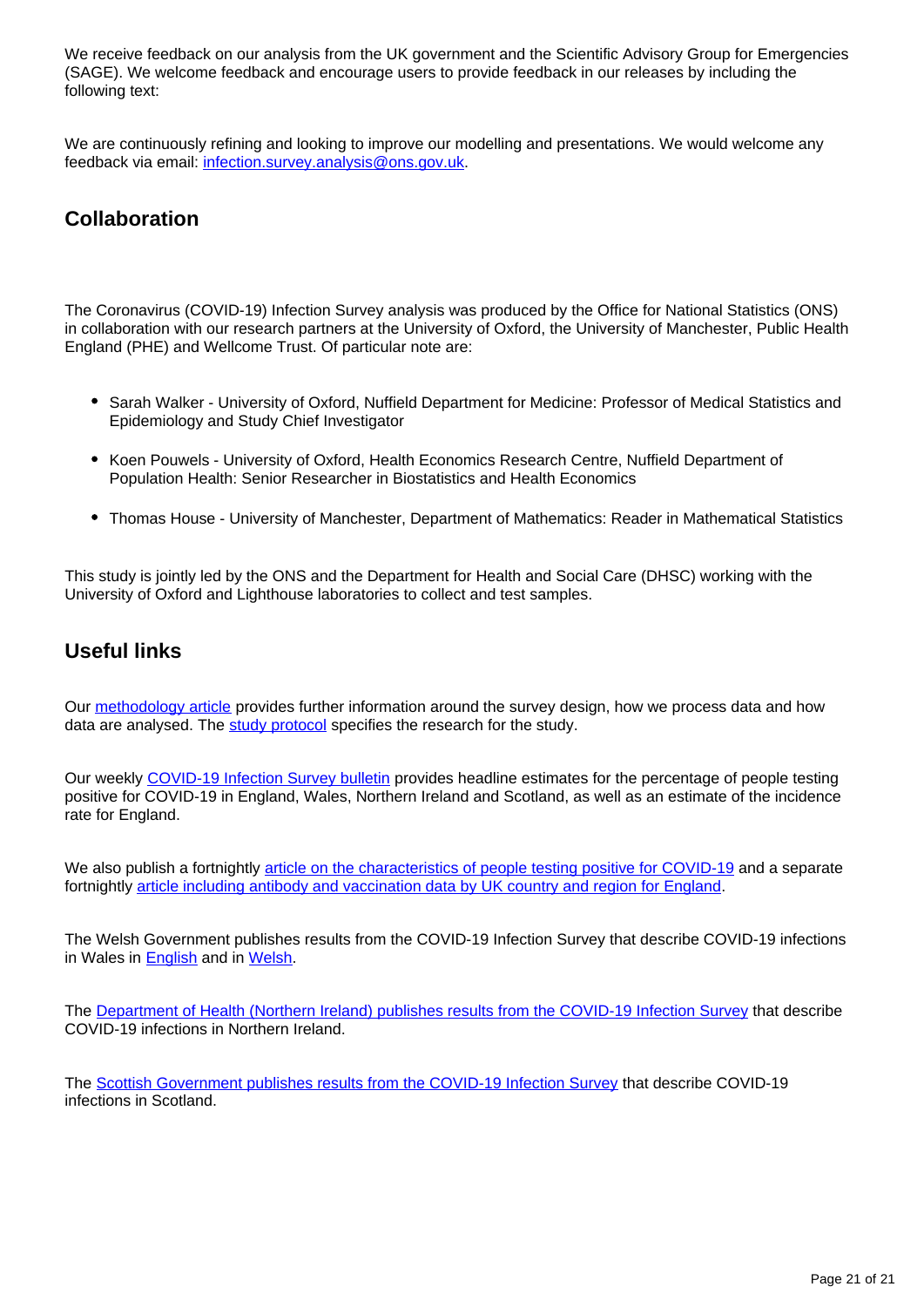We receive feedback on our analysis from the UK government and the Scientific Advisory Group for Emergencies (SAGE). We welcome feedback and encourage users to provide feedback in our releases by including the following text:

We are continuously refining and looking to improve our modelling and presentations. We would welcome any feedback via email: [infection.survey.analysis@ons.gov.uk](mailto:infection.survey.analysis@ons.gov.uk).

## Collaboration

The Coronavirus (COVID-19) Infection Survey analysis was produced by the Office for National Statistics (ONS) in collaboration with our research partners at the University of Oxford, the University of Manchester, Public Health England (PHE) and Wellcome Trust. Of particular note are:

- Sarah Walker - University of Oxford, Nuffield Department for Medicine: Professor of Medical Statistics and Epidemiology and Study Chief Investigator
- Koen Pouwels - University of Oxford, Health Economics Research Centre, Nuffield Department of Population Health: Senior Researcher in Biostatistics and Health Economics
- Thomas House - University of Manchester, Department of Mathematics: Reader in Mathematical Statistics

This study is jointly led by the ONS and the Department for Health and Social Care (DHSC) working with the University of Oxford and Lighthouse laboratories to collect and test samples.

## Useful links

Our methodology article provides further information around the survey design, how we process data and how data are analysed. The study protocol specifies the research for the study.

Our weekly COVID-19 Infection Survey bulletin provides headline estimates for the percentage of people testing positive for COVID-19 in England, Wales, Northern Ireland and Scotland, as well as an estimate of the incidence rate for England.

We also publish a fortnightly article on the characteristics of people testing positive for COVID-19 and a separate fortnightly article including antibody and vaccination data by UK country and region for England.

The Welsh Government publishes results from the COVID-19 Infection Survey that describe COVID-19 infections in Wales in English and in Welsh.

The Department of Health (Northern Ireland) publishes results from the COVID-19 Infection Survey that describe COVID-19 infections in Northern Ireland.

The Scottish Government publishes results from the COVID-19 Infection Survey that describe COVID-19 infections in Scotland.